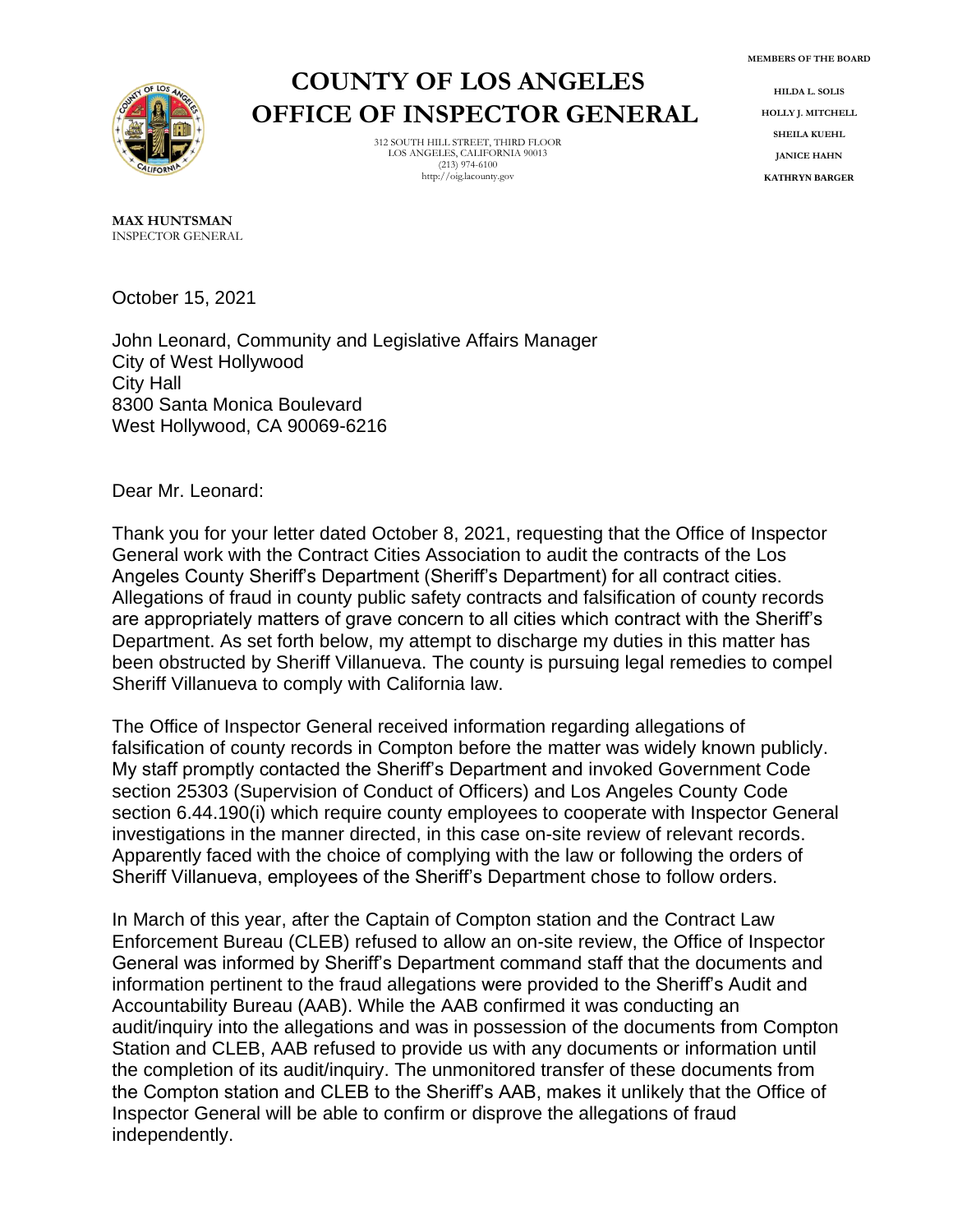# COUNTY OF LOS ANGELES
# OFFICE OF INSPECTOR GENERAL

312 SOUTH HILL STREET, THIRD FLOOR
LOS ANGELES, CALIFORNIA 90013
(213) 974-6100
http://oig.lacounty.gov

**MEMBERS OF THE BOARD**

**HILDA L. SOLIS**
**HOLLY J. MITCHELL**
**SHEILA KUEHL**
**JANICE HAHN**
**KATHRYN BARGER**

**MAX HUNTSMAN**
INSPECTOR GENERAL

October 15, 2021

John Leonard, Community and Legislative Affairs Manager
City of West Hollywood
City Hall
8300 Santa Monica Boulevard
West Hollywood, CA 90069-6216

Dear Mr. Leonard:

Thank you for your letter dated October 8, 2021, requesting that the Office of Inspector General work with the Contract Cities Association to audit the contracts of the Los Angeles County Sheriff's Department (Sheriff's Department) for all contract cities. Allegations of fraud in county public safety contracts and falsification of county records are appropriately matters of grave concern to all cities which contract with the Sheriff's Department. As set forth below, my attempt to discharge my duties in this matter has been obstructed by Sheriff Villanueva. The county is pursuing legal remedies to compel Sheriff Villanueva to comply with California law.

The Office of Inspector General received information regarding allegations of falsification of county records in Compton before the matter was widely known publicly. My staff promptly contacted the Sheriff's Department and invoked Government Code section 25303 (Supervision of Conduct of Officers) and Los Angeles County Code section 6.44.190(i) which require county employees to cooperate with Inspector General investigations in the manner directed, in this case on-site review of relevant records. Apparently faced with the choice of complying with the law or following the orders of Sheriff Villanueva, employees of the Sheriff's Department chose to follow orders.

In March of this year, after the Captain of Compton station and the Contract Law Enforcement Bureau (CLEB) refused to allow an on-site review, the Office of Inspector General was informed by Sheriff's Department command staff that the documents and information pertinent to the fraud allegations were provided to the Sheriff's Audit and Accountability Bureau (AAB). While the AAB confirmed it was conducting an audit/inquiry into the allegations and was in possession of the documents from Compton Station and CLEB, AAB refused to provide us with any documents or information until the completion of its audit/inquiry. The unmonitored transfer of these documents from the Compton station and CLEB to the Sheriff's AAB, makes it unlikely that the Office of Inspector General will be able to confirm or disprove the allegations of fraud independently.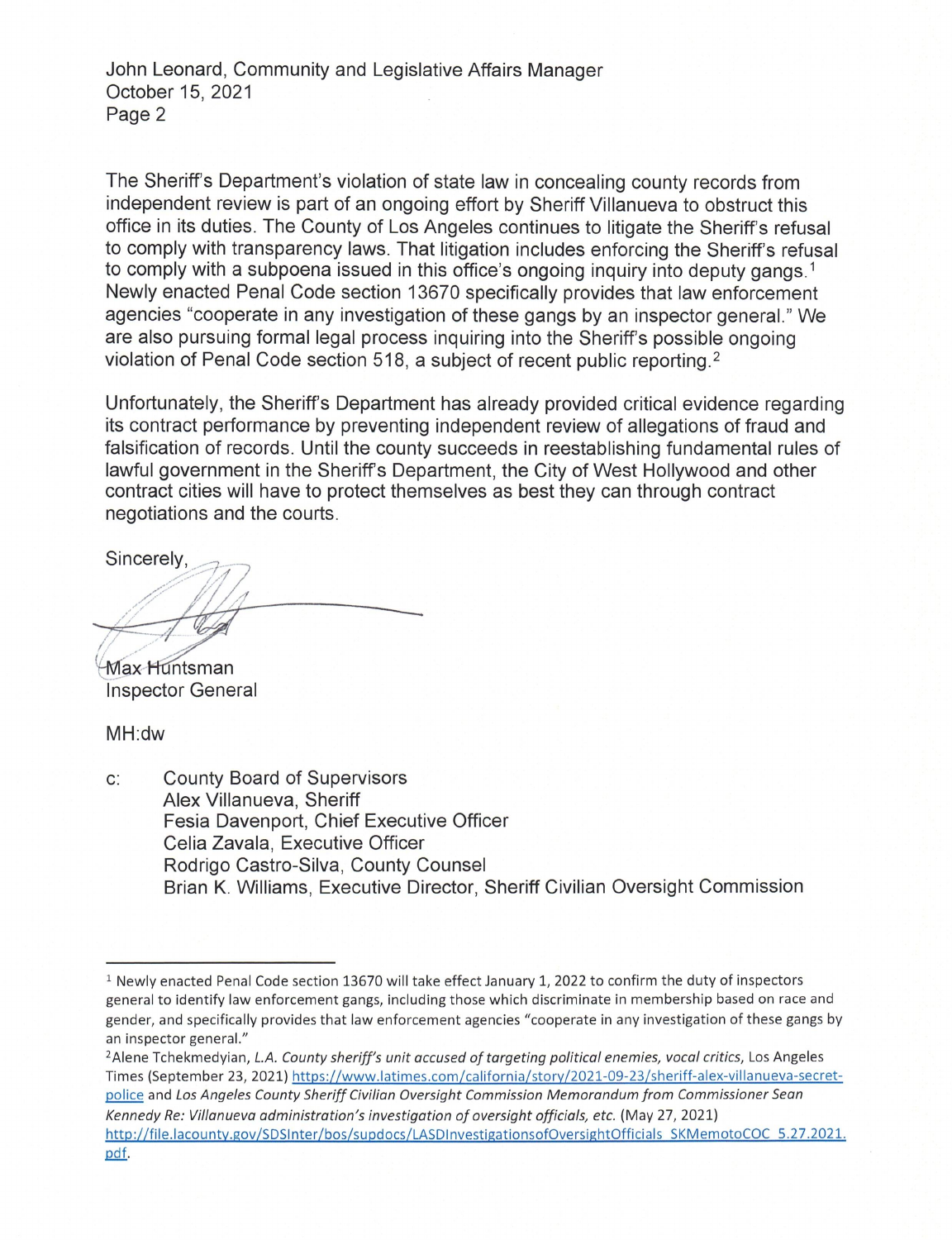The Sheriff's Department's violation of state law in concealing county records from independent review is part of an ongoing effort by Sheriff Villanueva to obstruct this office in its duties. The County of Los Angeles continues to litigate the Sheriff's refusal to comply with transparency laws. That litigation includes enforcing the Sheriff's refusal to comply with a subpoena issued in this office's ongoing inquiry into deputy gangs.[1] Newly enacted Penal Code section 13670 specifically provides that law enforcement agencies "cooperate in any investigation of these gangs by an inspector general." We are also pursuing formal legal process inquiring into the Sheriff's possible ongoing violation of Penal Code section 518, a subject of recent public reporting.[2]

Unfortunately, the Sheriff's Department has already provided critical evidence regarding its contract performance by preventing independent review of allegations of fraud and falsification of records. Until the county succeeds in reestablishing fundamental rules of lawful government in the Sheriff's Department, the City of West Hollywood and other contract cities will have to protect themselves as best they can through contract negotiations and the courts.

Sincerely,

Max Huntsman
Inspector General

MH:dw

c: County Board of Supervisors
Alex Villanueva, Sheriff
Fesia Davenport, Chief Executive Officer
Celia Zavala, Executive Officer
Rodrigo Castro-Silva, County Counsel
Brian K. Williams, Executive Director, Sheriff Civilian Oversight Commission

---

[1] Newly enacted Penal Code section 13670 will take effect January 1, 2022 to confirm the duty of inspectors general to identify law enforcement gangs, including those which discriminate in membership based on race and gender, and specifically provides that law enforcement agencies "cooperate in any investigation of these gangs by an inspector general."

[2] Alene Tchekmedyian, *L.A. County sheriff's unit accused of targeting political enemies, vocal critics*, Los Angeles Times (September 23, 2021) https://www.latimes.com/california/story/2021-09-23/sheriff-alex-villanueva-secret-police and *Los Angeles County Sheriff Civilian Oversight Commission Memorandum from Commissioner Sean Kennedy Re: Villanueva administration's investigation of oversight officials, etc.* (May 27, 2021) http://file.lacounty.gov/SDSInter/bos/supdocs/LASDInvestigationsofOversightOfficials_SKMemotoCOC_5.27.2021.pdf.